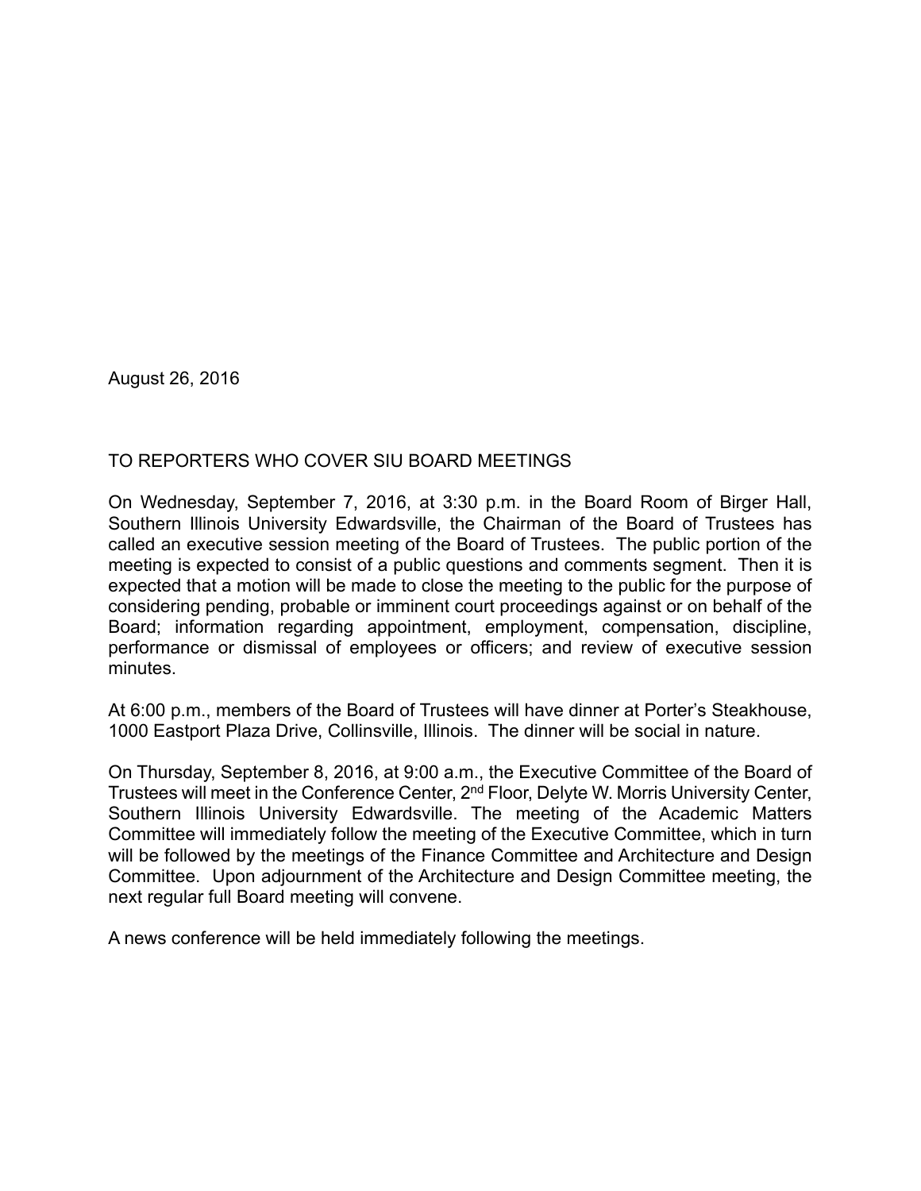August 26, 2016

TO REPORTERS WHO COVER SIU BOARD MEETINGS

On Wednesday, September 7, 2016, at 3:30 p.m. in the Board Room of Birger Hall, Southern Illinois University Edwardsville, the Chairman of the Board of Trustees has called an executive session meeting of the Board of Trustees. The public portion of the meeting is expected to consist of a public questions and comments segment. Then it is expected that a motion will be made to close the meeting to the public for the purpose of considering pending, probable or imminent court proceedings against or on behalf of the Board; information regarding appointment, employment, compensation, discipline, performance or dismissal of employees or officers; and review of executive session minutes.

At 6:00 p.m., members of the Board of Trustees will have dinner at Porter's Steakhouse, 1000 Eastport Plaza Drive, Collinsville, Illinois. The dinner will be social in nature.

On Thursday, September 8, 2016, at 9:00 a.m., the Executive Committee of the Board of Trustees will meet in the Conference Center, 2nd Floor, Delyte W. Morris University Center, Southern Illinois University Edwardsville. The meeting of the Academic Matters Committee will immediately follow the meeting of the Executive Committee, which in turn will be followed by the meetings of the Finance Committee and Architecture and Design Committee. Upon adjournment of the Architecture and Design Committee meeting, the next regular full Board meeting will convene.

A news conference will be held immediately following the meetings.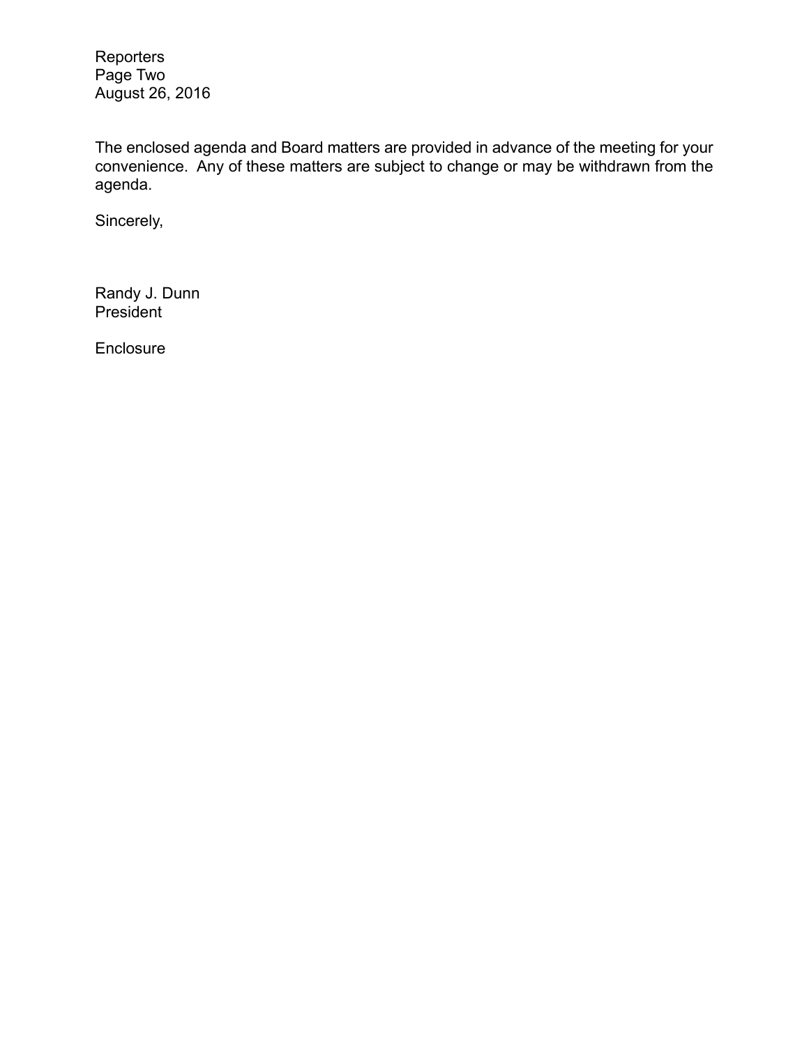Reporters
Page Two
August 26, 2016

The enclosed agenda and Board matters are provided in advance of the meeting for your convenience. Any of these matters are subject to change or may be withdrawn from the agenda.

Sincerely,

Randy J. Dunn
President

Enclosure